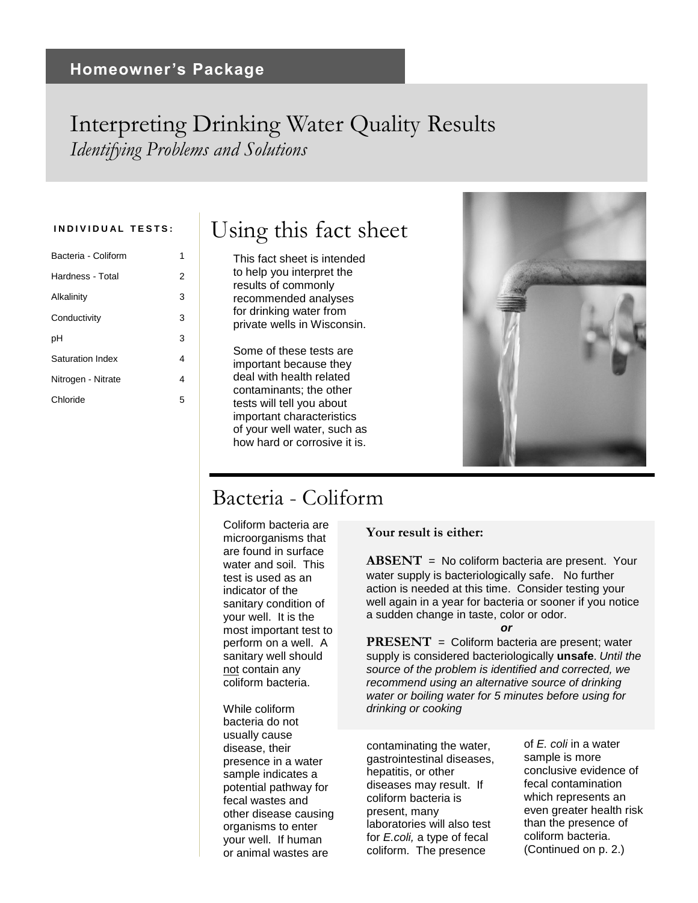**Homeowner's Package**

# Interpreting Drinking Water Quality Results

*Identifying Problems and Solutions*

**INDIVIDUAL TESTS:**

| Test | Page |
|---|---|
| Bacteria - Coliform | 1 |
| Hardness - Total | 2 |
| Alkalinity | 3 |
| Conductivity | 3 |
| pH | 3 |
| Saturation Index | 4 |
| Nitrogen - Nitrate | 4 |
| Chloride | 5 |

## Using this fact sheet

This fact sheet is intended to help you interpret the results of commonly recommended analyses for drinking water from private wells in Wisconsin.

Some of these tests are important because they deal with health related contaminants; the other tests will tell you about important characteristics of your well water, such as how hard or corrosive it is.

## Bacteria - Coliform

Coliform bacteria are microorganisms that are found in surface water and soil. This test is used as an indicator of the sanitary condition of your well. It is the most important test to perform on a well. A sanitary well should not contain any coliform bacteria.

**Your result is either:**

**ABSENT** = No coliform bacteria are present. Your water supply is bacteriologically safe. No further action is needed at this time. Consider testing your well again in a year for bacteria or sooner if you notice a sudden change in taste, color or odor.

***or***

**PRESENT** = Coliform bacteria are present; water supply is considered bacteriologically **unsafe**. *Until the source of the problem is identified and corrected, we recommend using an alternative source of drinking water or boiling water for 5 minutes before using for drinking or cooking*

While coliform bacteria do not usually cause disease, their presence in a water sample indicates a potential pathway for fecal wastes and other disease causing organisms to enter your well. If human or animal wastes are contaminating the water, gastrointestinal diseases, hepatitis, or other diseases may result. If coliform bacteria is present, many laboratories will also test for *E.coli,* a type of fecal coliform. The presence of *E. coli* in a water sample is more conclusive evidence of fecal contamination which represents an even greater health risk than the presence of coliform bacteria. (Continued on p. 2.)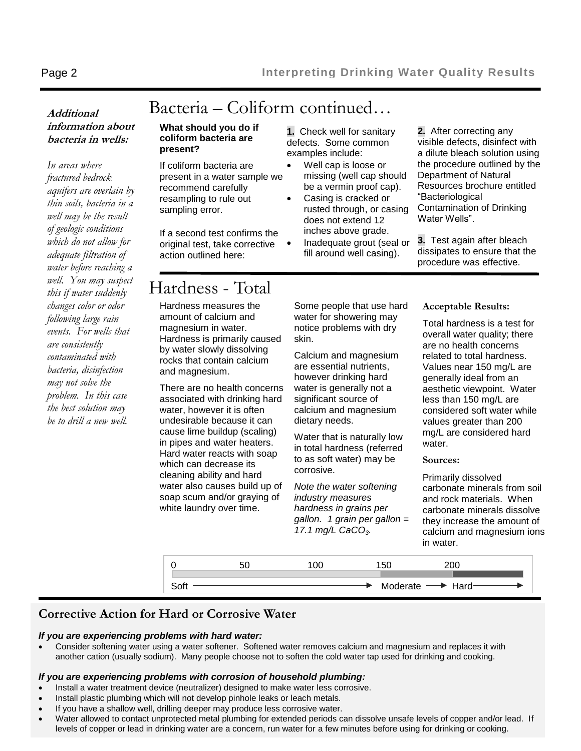**Additional information about bacteria in wells:**

*In areas where fractured bedrock aquifers are overlain by thin soils, bacteria in a well may be the result of geologic conditions which do not allow for adequate filtration of water before reaching a well. You may suspect this if water suddenly changes color or odor following large rain events. For wells that are consistently contaminated with bacteria, disinfection may not solve the problem. In this case the best solution may be to drill a new well.*

# Bacteria – Coliform continued…

**What should you do if coliform bacteria are present?**

If coliform bacteria are present in a water sample we recommend carefully resampling to rule out sampling error.

If a second test confirms the original test, take corrective action outlined here:

**1.** Check well for sanitary defects. Some common examples include:

- Well cap is loose or missing (well cap should be a vermin proof cap).
- Casing is cracked or rusted through, or casing does not extend 12 inches above grade.
- Inadequate grout (seal or fill around well casing).

**2.** After correcting any visible defects, disinfect with a dilute bleach solution using the procedure outlined by the Department of Natural Resources brochure entitled "Bacteriological Contamination of Drinking Water Wells".

**3.** Test again after bleach dissipates to ensure that the procedure was effective.

# Hardness - Total

Hardness measures the amount of calcium and magnesium in water. Hardness is primarily caused by water slowly dissolving rocks that contain calcium and magnesium.

There are no health concerns associated with drinking hard water, however it is often undesirable because it can cause lime buildup (scaling) in pipes and water heaters. Hard water reacts with soap which can decrease its cleaning ability and hard water also causes build up of soap scum and/or graying of white laundry over time.

Some people that use hard water for showering may notice problems with dry skin.

Calcium and magnesium are essential nutrients, however drinking hard water is generally not a significant source of calcium and magnesium dietary needs.

Water that is naturally low in total hardness (referred to as soft water) may be corrosive.

*Note the water softening industry measures hardness in grains per gallon. 1 grain per gallon = 17.1 mg/L $CaCO_3$.*

**Acceptable Results:**

Total hardness is a test for overall water quality; there are no health concerns related to total hardness. Values near 150 mg/L are generally ideal from an aesthetic viewpoint. Water less than 150 mg/L are considered soft water while values greater than 200 mg/L are considered hard water.

**Sources:**

Primarily dissolved carbonate minerals from soil and rock materials. When carbonate minerals dissolve they increase the amount of calcium and magnesium ions in water.

| 0 | 50 | 100 | 150 | 200 |
|---|---|---|---|---|
| Soft → | | | Moderate → | Hard → |

## Corrective Action for Hard or Corrosive Water

***If you are experiencing problems with hard water:***

- Consider softening water using a water softener. Softened water removes calcium and magnesium and replaces it with another cation (usually sodium). Many people choose not to soften the cold water tap used for drinking and cooking.

***If you are experiencing problems with corrosion of household plumbing:***

- Install a water treatment device (neutralizer) designed to make water less corrosive.
- Install plastic plumbing which will not develop pinhole leaks or leach metals.
- If you have a shallow well, drilling deeper may produce less corrosive water.
- Water allowed to contact unprotected metal plumbing for extended periods can dissolve unsafe levels of copper and/or lead. If levels of copper or lead in drinking water are a concern, run water for a few minutes before using for drinking or cooking.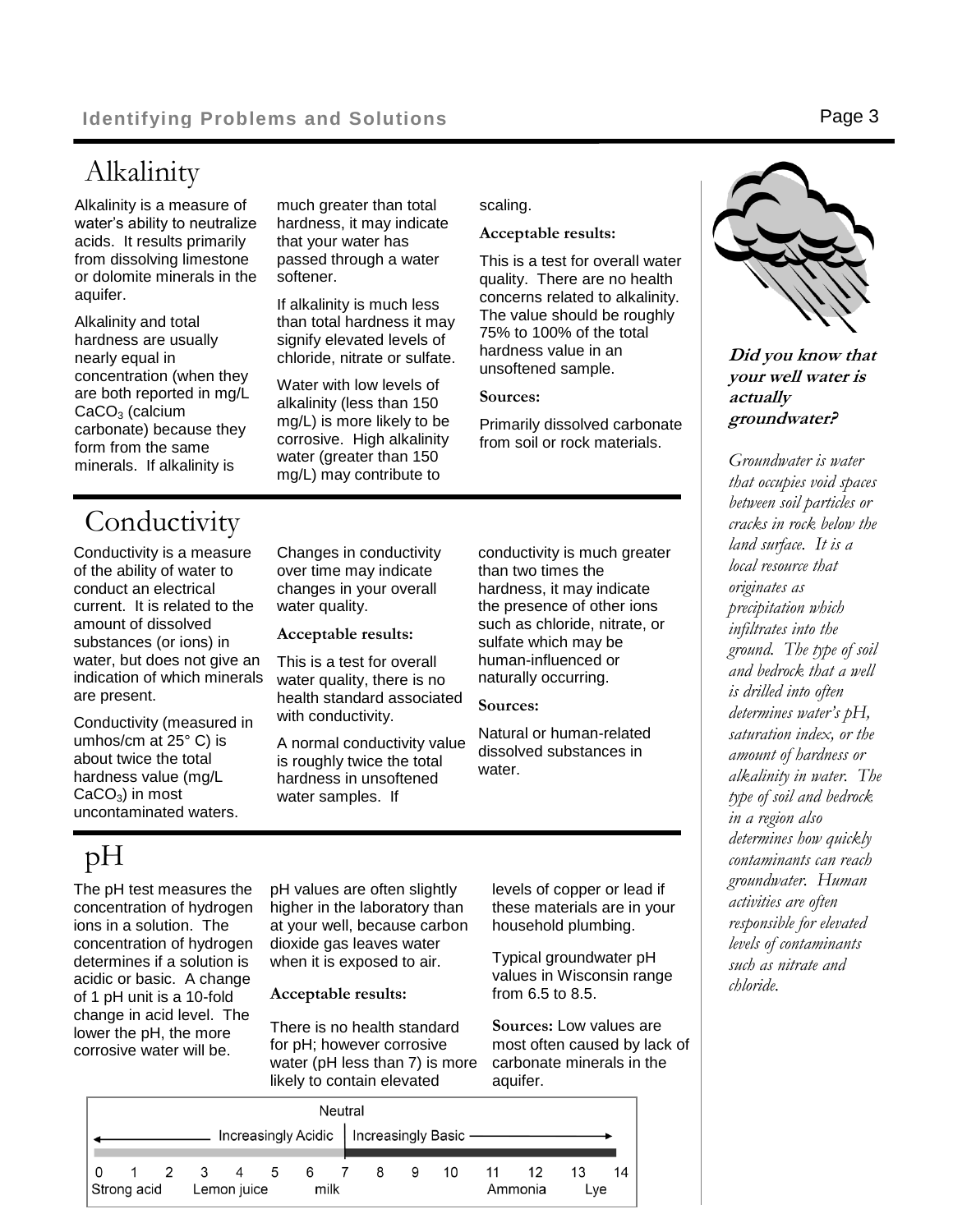# Alkalinity

Alkalinity is a measure of water's ability to neutralize acids. It results primarily from dissolving limestone or dolomite minerals in the aquifer.

Alkalinity and total hardness are usually nearly equal in concentration (when they are both reported in mg/L $CaCO_3$ (calcium carbonate) because they form from the same minerals. If alkalinity is much greater than total hardness, it may indicate that your water has passed through a water softener.

If alkalinity is much less than total hardness it may signify elevated levels of chloride, nitrate or sulfate.

Water with low levels of alkalinity (less than 150 mg/L) is more likely to be corrosive. High alkalinity water (greater than 150 mg/L) may contribute to scaling.

**Acceptable results:**

This is a test for overall water quality. There are no health concerns related to alkalinity. The value should be roughly 75% to 100% of the total hardness value in an unsoftened sample.

**Sources:**

Primarily dissolved carbonate from soil or rock materials.

# Conductivity

Conductivity is a measure of the ability of water to conduct an electrical current. It is related to the amount of dissolved substances (or ions) in water, but does not give an indication of which minerals are present.

Conductivity (measured in umhos/cm at 25° C) is about twice the total hardness value (mg/L $CaCO_3$) in most uncontaminated waters.

Changes in conductivity over time may indicate changes in your overall water quality.

**Acceptable results:**

This is a test for overall water quality, there is no health standard associated with conductivity.

A normal conductivity value is roughly twice the total hardness in unsoftened water samples. If conductivity is much greater than two times the hardness, it may indicate the presence of other ions such as chloride, nitrate, or sulfate which may be human-influenced or naturally occurring.

**Sources:**

Natural or human-related dissolved substances in water.

# pH

The pH test measures the concentration of hydrogen ions in a solution. The concentration of hydrogen determines if a solution is acidic or basic. A change of 1 pH unit is a 10-fold change in acid level. The lower the pH, the more corrosive water will be.

pH values are often slightly higher in the laboratory than at your well, because carbon dioxide gas leaves water when it is exposed to air.

**Acceptable results:**

There is no health standard for pH; however corrosive water (pH less than 7) is more likely to contain elevated levels of copper or lead if these materials are in your household plumbing.

Typical groundwater pH values in Wisconsin range from 6.5 to 8.5.

**Sources:** Low values are most often caused by lack of carbonate minerals in the aquifer.

Neutral

Increasingly Acidic | Increasingly Basic

0 1 2 3 4 5 6 7 8 9 10 11 12 13 14

Strong acid (0–1) · Lemon juice (3–4) · milk (6) · Ammonia (11–12) · Lye (13–14)

***Did you know that your well water is actually groundwater?***

*Groundwater is water that occupies void spaces between soil particles or cracks in rock below the land surface. It is a local resource that originates as precipitation which infiltrates into the ground. The type of soil and bedrock that a well is drilled into often determines water's pH, saturation index, or the amount of hardness or alkalinity in water. The type of soil and bedrock in a region also determines how quickly contaminants can reach groundwater. Human activities are often responsible for elevated levels of contaminants such as nitrate and chloride.*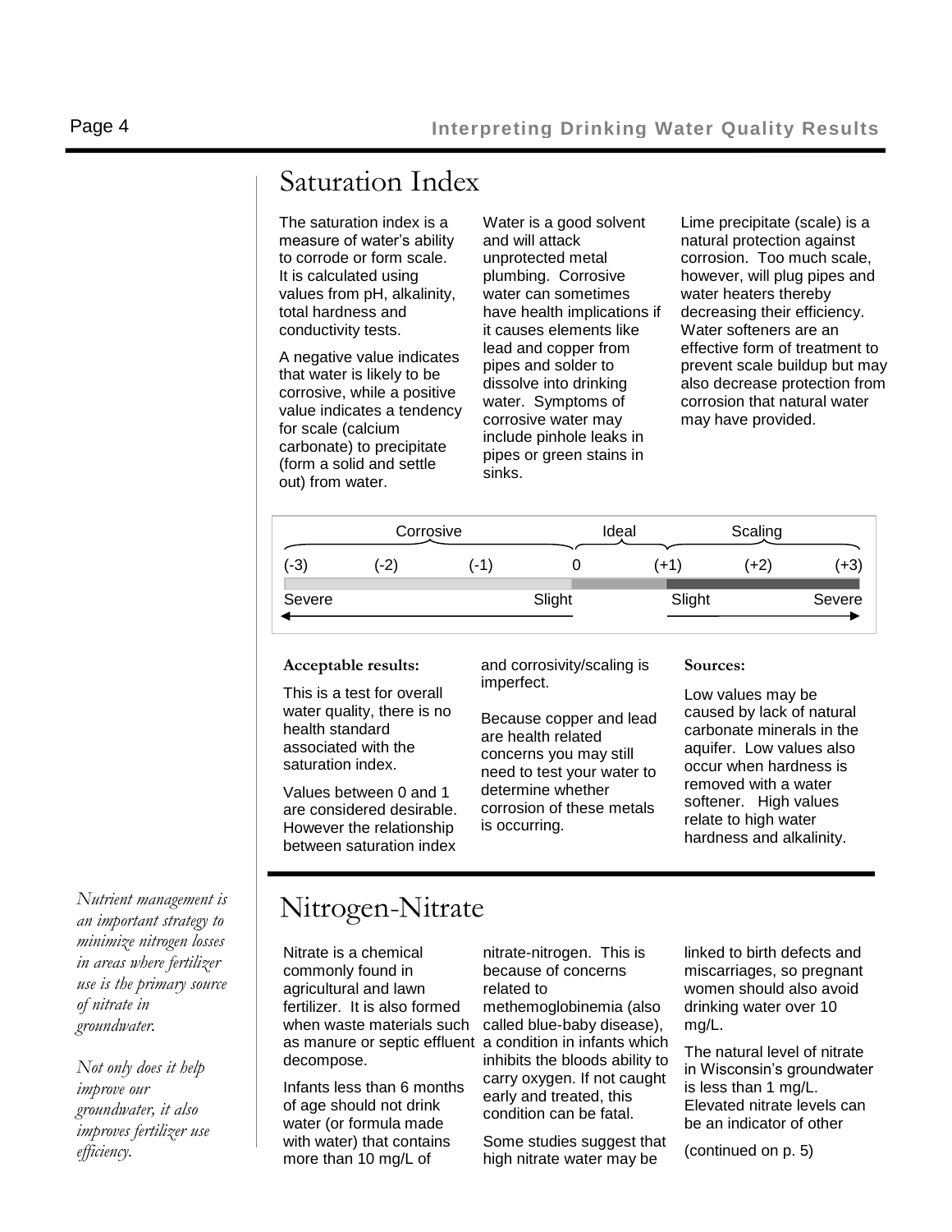## Saturation Index

The saturation index is a measure of water's ability to corrode or form scale. It is calculated using values from pH, alkalinity, total hardness and conductivity tests.

A negative value indicates that water is likely to be corrosive, while a positive value indicates a tendency for scale (calcium carbonate) to precipitate (form a solid and settle out) from water.

Water is a good solvent and will attack unprotected metal plumbing. Corrosive water can sometimes have health implications if it causes elements like lead and copper from pipes and solder to dissolve into drinking water. Symptoms of corrosive water may include pinhole leaks in pipes or green stains in sinks.

Lime precipitate (scale) is a natural protection against corrosion. Too much scale, however, will plug pipes and water heaters thereby decreasing their efficiency. Water softeners are an effective form of treatment to prevent scale buildup but may also decrease protection from corrosion that natural water may have provided.

| Corrosive | | | | Ideal | Scaling | |
|---|---|---|---|---|---|---|
| (-3) | (-2) | (-1) | 0 | (+1) | (+2) | (+3) |
| Severe | | | Slight | Slight | | Severe |

**Acceptable results:**

This is a test for overall water quality, there is no health standard associated with the saturation index.

Values between 0 and 1 are considered desirable. However the relationship between saturation index and corrosivity/scaling is imperfect.

Because copper and lead are health related concerns you may still need to test your water to determine whether corrosion of these metals is occurring.

**Sources:**

Low values may be caused by lack of natural carbonate minerals in the aquifer. Low values also occur when hardness is removed with a water softener. High values relate to high water hardness and alkalinity.

## Nitrogen-Nitrate

*Nutrient management is an important strategy to minimize nitrogen losses in areas where fertilizer use is the primary source of nitrate in groundwater.*

*Not only does it help improve our groundwater, it also improves fertilizer use efficiency.*

Nitrate is a chemical commonly found in agricultural and lawn fertilizer. It is also formed when waste materials such as manure or septic effluent decompose.

Infants less than 6 months of age should not drink water (or formula made with water) that contains more than 10 mg/L of nitrate-nitrogen. This is because of concerns related to methemoglobinemia (also called blue-baby disease), a condition in infants which inhibits the bloods ability to carry oxygen. If not caught early and treated, this condition can be fatal.

Some studies suggest that high nitrate water may be linked to birth defects and miscarriages, so pregnant women should also avoid drinking water over 10 mg/L.

The natural level of nitrate in Wisconsin's groundwater is less than 1 mg/L. Elevated nitrate levels can be an indicator of other

(continued on p. 5)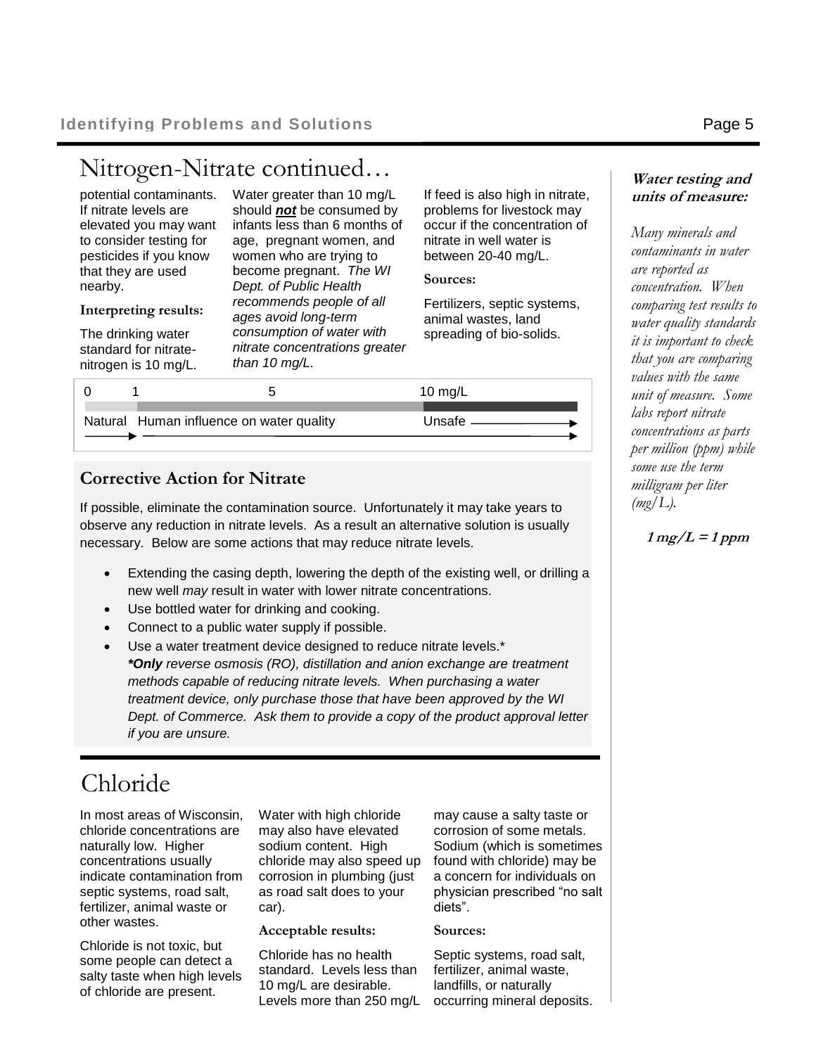## Nitrogen-Nitrate continued…

potential contaminants. If nitrate levels are elevated you may want to consider testing for pesticides if you know that they are used nearby.

**Interpreting results:**

The drinking water standard for nitrate-nitrogen is 10 mg/L. Water greater than 10 mg/L should ***not*** be consumed by infants less than 6 months of age, pregnant women, and women who are trying to become pregnant. *The WI Dept. of Public Health recommends people of all ages avoid long-term consumption of water with nitrate concentrations greater than 10 mg/L.*

If feed is also high in nitrate, problems for livestock may occur if the concentration of nitrate in well water is between 20-40 mg/L.

**Sources:**

Fertilizers, septic systems, animal wastes, land spreading of bio-solids.

| 0 | 1 | 5 | 10 mg/L |
|---|---|---|---|
| Natural → | Human influence on water quality → | | Unsafe → |

### Corrective Action for Nitrate

If possible, eliminate the contamination source. Unfortunately it may take years to observe any reduction in nitrate levels. As a result an alternative solution is usually necessary. Below are some actions that may reduce nitrate levels.

- Extending the casing depth, lowering the depth of the existing well, or drilling a new well *may* result in water with lower nitrate concentrations.
- Use bottled water for drinking and cooking.
- Connect to a public water supply if possible.
- Use a water treatment device designed to reduce nitrate levels.*
  ***Only*** *reverse osmosis (RO), distillation and anion exchange are treatment methods capable of reducing nitrate levels. When purchasing a water treatment device, only purchase those that have been approved by the WI Dept. of Commerce. Ask them to provide a copy of the product approval letter if you are unsure.*

## Chloride

In most areas of Wisconsin, chloride concentrations are naturally low. Higher concentrations usually indicate contamination from septic systems, road salt, fertilizer, animal waste or other wastes.

Chloride is not toxic, but some people can detect a salty taste when high levels of chloride are present.

Water with high chloride may also have elevated sodium content. High chloride may also speed up corrosion in plumbing (just as road salt does to your car).

**Acceptable results:**

Chloride has no health standard. Levels less than 10 mg/L are desirable. Levels more than 250 mg/L may cause a salty taste or corrosion of some metals. Sodium (which is sometimes found with chloride) may be a concern for individuals on physician prescribed "no salt diets".

**Sources:**

Septic systems, road salt, fertilizer, animal waste, landfills, or naturally occurring mineral deposits.

***Water testing and units of measure:***

*Many minerals and contaminants in water are reported as concentration. When comparing test results to water quality standards it is important to check that you are comparing values with the same unit of measure. Some labs report nitrate concentrations as parts per million (ppm) while some use the term milligram per liter (mg/L).*

***1 mg/L = 1 ppm***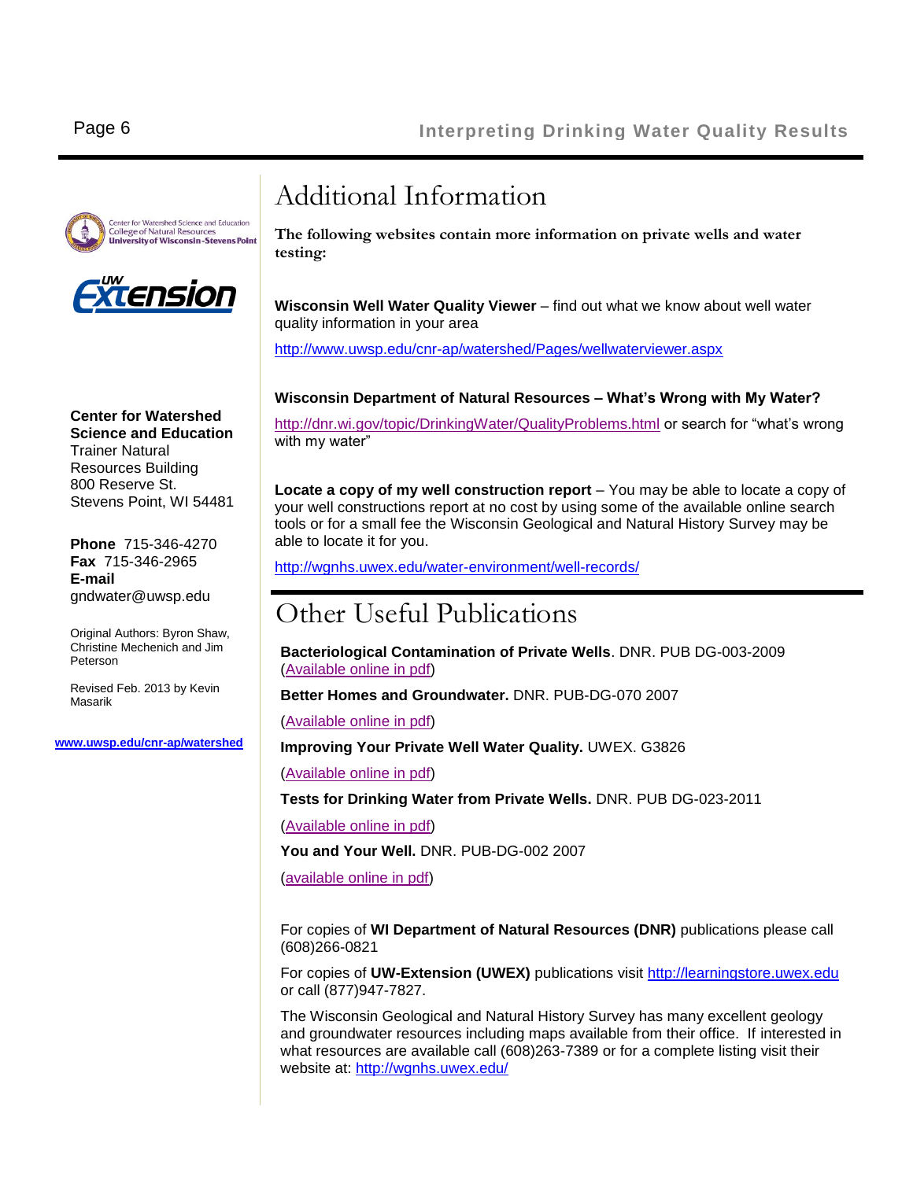# Additional Information

**The following websites contain more information on private wells and water testing:**

**Wisconsin Well Water Quality Viewer** – find out what we know about well water quality information in your area

http://www.uwsp.edu/cnr-ap/watershed/Pages/wellwaterviewer.aspx

**Wisconsin Department of Natural Resources – What's Wrong with My Water?**

http://dnr.wi.gov/topic/DrinkingWater/QualityProblems.html or search for "what's wrong with my water"

**Locate a copy of my well construction report** – You may be able to locate a copy of your well constructions report at no cost by using some of the available online search tools or for a small fee the Wisconsin Geological and Natural History Survey may be able to locate it for you.

http://wgnhs.uwex.edu/water-environment/well-records/

# Other Useful Publications

**Bacteriological Contamination of Private Wells**. DNR. PUB DG-003-2009 (Available online in pdf)

**Better Homes and Groundwater.** DNR. PUB-DG-070 2007

(Available online in pdf)

**Improving Your Private Well Water Quality.** UWEX. G3826

(Available online in pdf)

**Tests for Drinking Water from Private Wells.** DNR. PUB DG-023-2011

(Available online in pdf)

**You and Your Well.** DNR. PUB-DG-002 2007

(available online in pdf)

For copies of **WI Department of Natural Resources (DNR)** publications please call (608)266-0821

For copies of **UW-Extension (UWEX)** publications visit http://learningstore.uwex.edu or call (877)947-7827.

The Wisconsin Geological and Natural History Survey has many excellent geology and groundwater resources including maps available from their office. If interested in what resources are available call (608)263-7389 or for a complete listing visit their website at: http://wgnhs.uwex.edu/

Center for Watershed Science and Education
College of Natural Resources
University of Wisconsin-Stevens Point

UW Extension

**Center for Watershed Science and Education**
Trainer Natural Resources Building
800 Reserve St.
Stevens Point, WI 54481

**Phone** 715-346-4270
**Fax** 715-346-2965
**E-mail**
gndwater@uwsp.edu

Original Authors: Byron Shaw, Christine Mechenich and Jim Peterson

Revised Feb. 2013 by Kevin Masarik

**www.uwsp.edu/cnr-ap/watershed**